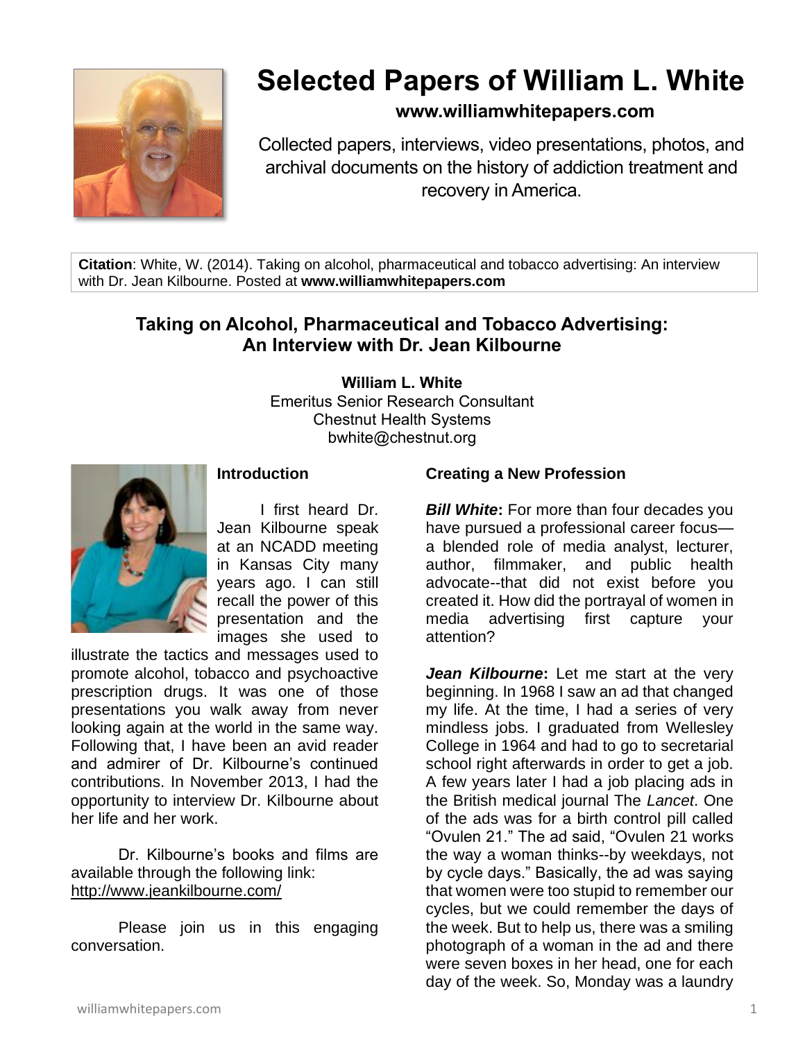# Selected Papers of William L. White

**www.williamwhitepapers.com**

Collected papers, interviews, video presentations, photos, and archival documents on the history of addiction treatment and recovery in America.

**Citation**: White, W. (2014). Taking on alcohol, pharmaceutical and tobacco advertising: An interview with Dr. Jean Kilbourne. Posted at **www.williamwhitepapers.com**

## Taking on Alcohol, Pharmaceutical and Tobacco Advertising: An Interview with Dr. Jean Kilbourne

**William L. White**
Emeritus Senior Research Consultant
Chestnut Health Systems
bwhite@chestnut.org

### Introduction

I first heard Dr. Jean Kilbourne speak at an NCADD meeting in Kansas City many years ago. I can still recall the power of this presentation and the images she used to illustrate the tactics and messages used to promote alcohol, tobacco and psychoactive prescription drugs. It was one of those presentations you walk away from never looking again at the world in the same way. Following that, I have been an avid reader and admirer of Dr. Kilbourne's continued contributions. In November 2013, I had the opportunity to interview Dr. Kilbourne about her life and her work.

Dr. Kilbourne's books and films are available through the following link: http://www.jeankilbourne.com/

Please join us in this engaging conversation.

### Creating a New Profession

***Bill White*****:** For more than four decades you have pursued a professional career focus—a blended role of media analyst, lecturer, author, filmmaker, and public health advocate--that did not exist before you created it. How did the portrayal of women in media advertising first capture your attention?

***Jean Kilbourne*****:** Let me start at the very beginning. In 1968 I saw an ad that changed my life. At the time, I had a series of very mindless jobs. I graduated from Wellesley College in 1964 and had to go to secretarial school right afterwards in order to get a job. A few years later I had a job placing ads in the British medical journal The *Lancet*. One of the ads was for a birth control pill called "Ovulen 21." The ad said, "Ovulen 21 works the way a woman thinks--by weekdays, not by cycle days." Basically, the ad was saying that women were too stupid to remember our cycles, but we could remember the days of the week. But to help us, there was a smiling photograph of a woman in the ad and there were seven boxes in her head, one for each day of the week. So, Monday was a laundry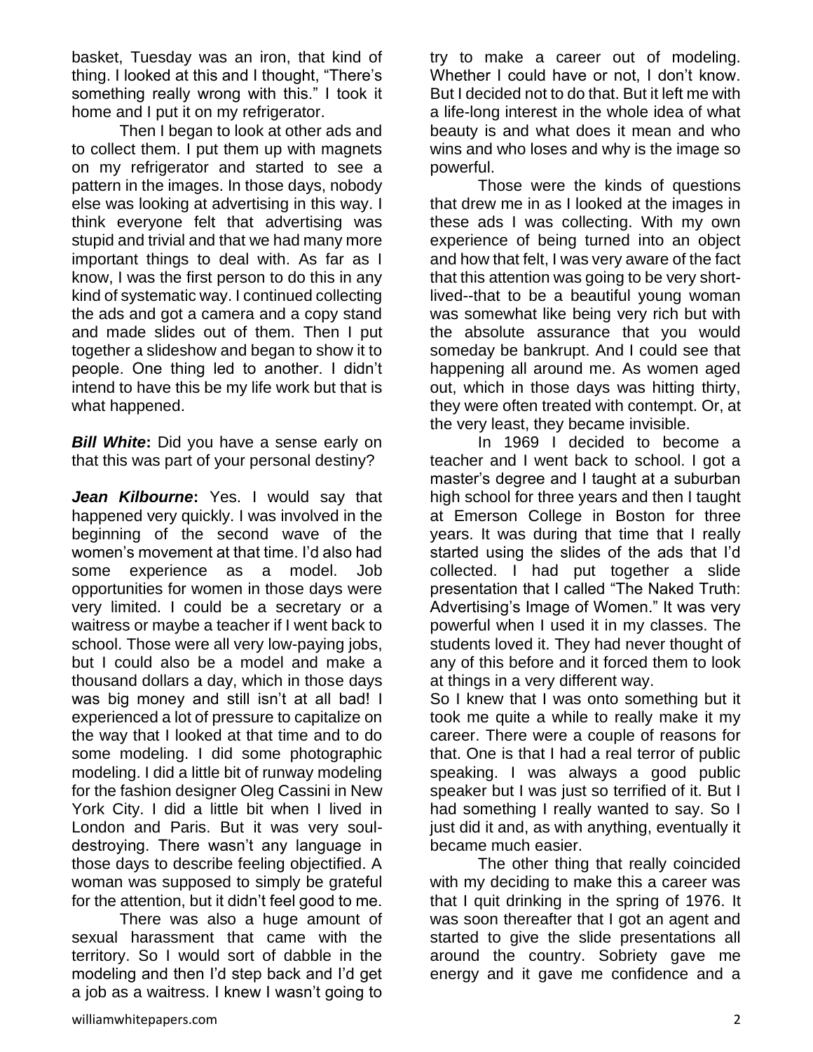basket, Tuesday was an iron, that kind of thing. I looked at this and I thought, "There's something really wrong with this." I took it home and I put it on my refrigerator.

Then I began to look at other ads and to collect them. I put them up with magnets on my refrigerator and started to see a pattern in the images. In those days, nobody else was looking at advertising in this way. I think everyone felt that advertising was stupid and trivial and that we had many more important things to deal with. As far as I know, I was the first person to do this in any kind of systematic way. I continued collecting the ads and got a camera and a copy stand and made slides out of them. Then I put together a slideshow and began to show it to people. One thing led to another. I didn't intend to have this be my life work but that is what happened.

***Bill White*:** Did you have a sense early on that this was part of your personal destiny?

***Jean Kilbourne*:** Yes. I would say that happened very quickly. I was involved in the beginning of the second wave of the women's movement at that time. I'd also had some experience as a model. Job opportunities for women in those days were very limited. I could be a secretary or a waitress or maybe a teacher if I went back to school. Those were all very low-paying jobs, but I could also be a model and make a thousand dollars a day, which in those days was big money and still isn't at all bad! I experienced a lot of pressure to capitalize on the way that I looked at that time and to do some modeling. I did some photographic modeling. I did a little bit of runway modeling for the fashion designer Oleg Cassini in New York City. I did a little bit when I lived in London and Paris. But it was very soul-destroying. There wasn't any language in those days to describe feeling objectified. A woman was supposed to simply be grateful for the attention, but it didn't feel good to me.

There was also a huge amount of sexual harassment that came with the territory. So I would sort of dabble in the modeling and then I'd step back and I'd get a job as a waitress. I knew I wasn't going to try to make a career out of modeling. Whether I could have or not, I don't know. But I decided not to do that. But it left me with a life-long interest in the whole idea of what beauty is and what does it mean and who wins and who loses and why is the image so powerful.

Those were the kinds of questions that drew me in as I looked at the images in these ads I was collecting. With my own experience of being turned into an object and how that felt, I was very aware of the fact that this attention was going to be very short-lived--that to be a beautiful young woman was somewhat like being very rich but with the absolute assurance that you would someday be bankrupt. And I could see that happening all around me. As women aged out, which in those days was hitting thirty, they were often treated with contempt. Or, at the very least, they became invisible.

In 1969 I decided to become a teacher and I went back to school. I got a master's degree and I taught at a suburban high school for three years and then I taught at Emerson College in Boston for three years. It was during that time that I really started using the slides of the ads that I'd collected. I had put together a slide presentation that I called "The Naked Truth: Advertising's Image of Women." It was very powerful when I used it in my classes. The students loved it. They had never thought of any of this before and it forced them to look at things in a very different way.

So I knew that I was onto something but it took me quite a while to really make it my career. There were a couple of reasons for that. One is that I had a real terror of public speaking. I was always a good public speaker but I was just so terrified of it. But I had something I really wanted to say. So I just did it and, as with anything, eventually it became much easier.

The other thing that really coincided with my deciding to make this a career was that I quit drinking in the spring of 1976. It was soon thereafter that I got an agent and started to give the slide presentations all around the country. Sobriety gave me energy and it gave me confidence and a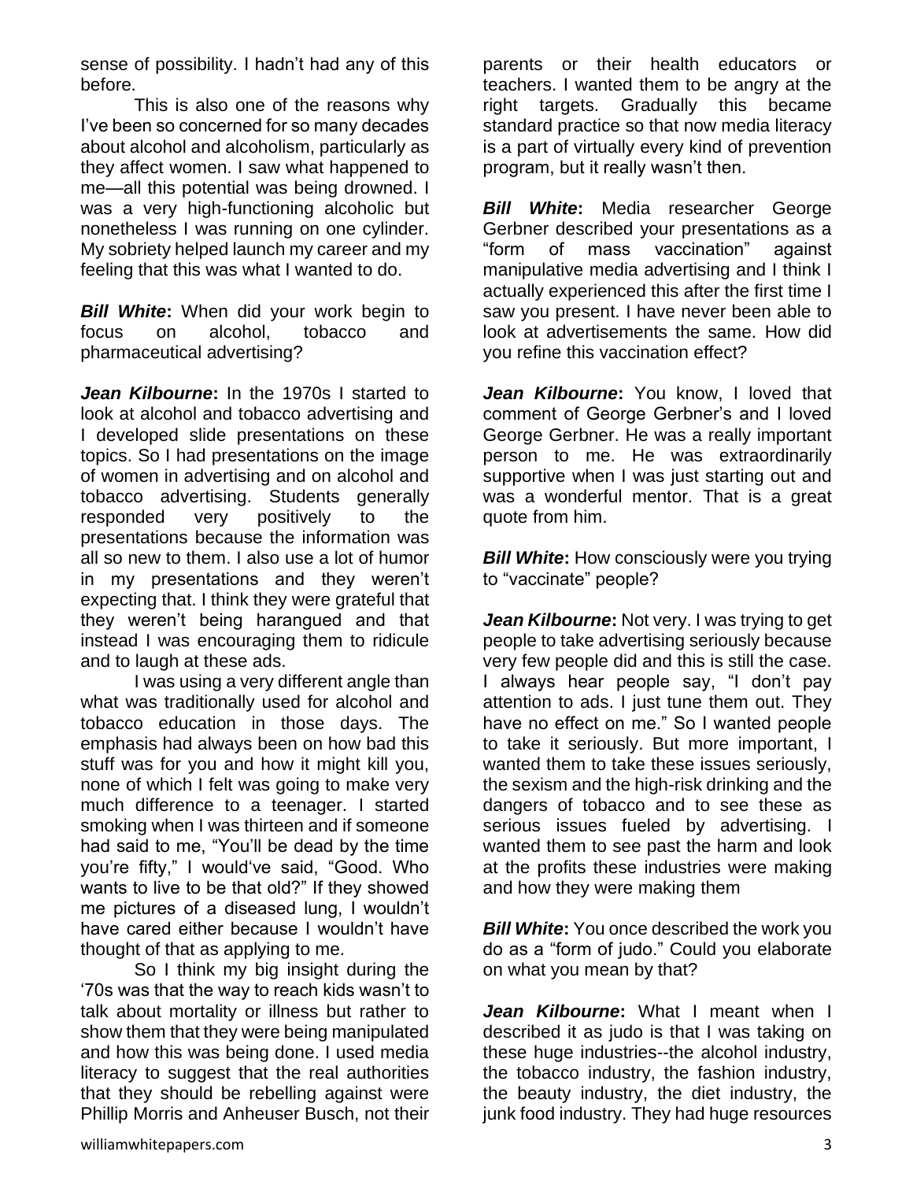sense of possibility. I hadn't had any of this before.

This is also one of the reasons why I've been so concerned for so many decades about alcohol and alcoholism, particularly as they affect women. I saw what happened to me—all this potential was being drowned. I was a very high-functioning alcoholic but nonetheless I was running on one cylinder. My sobriety helped launch my career and my feeling that this was what I wanted to do.

***Bill White*:** When did your work begin to focus on alcohol, tobacco and pharmaceutical advertising?

***Jean Kilbourne*:** In the 1970s I started to look at alcohol and tobacco advertising and I developed slide presentations on these topics. So I had presentations on the image of women in advertising and on alcohol and tobacco advertising. Students generally responded very positively to the presentations because the information was all so new to them. I also use a lot of humor in my presentations and they weren't expecting that. I think they were grateful that they weren't being harangued and that instead I was encouraging them to ridicule and to laugh at these ads.

I was using a very different angle than what was traditionally used for alcohol and tobacco education in those days. The emphasis had always been on how bad this stuff was for you and how it might kill you, none of which I felt was going to make very much difference to a teenager. I started smoking when I was thirteen and if someone had said to me, "You'll be dead by the time you're fifty," I would've said, "Good. Who wants to live to be that old?" If they showed me pictures of a diseased lung, I wouldn't have cared either because I wouldn't have thought of that as applying to me.

So I think my big insight during the '70s was that the way to reach kids wasn't to talk about mortality or illness but rather to show them that they were being manipulated and how this was being done. I used media literacy to suggest that the real authorities that they should be rebelling against were Phillip Morris and Anheuser Busch, not their parents or their health educators or teachers. I wanted them to be angry at the right targets. Gradually this became standard practice so that now media literacy is a part of virtually every kind of prevention program, but it really wasn't then.

***Bill White*:** Media researcher George Gerbner described your presentations as a "form of mass vaccination" against manipulative media advertising and I think I actually experienced this after the first time I saw you present. I have never been able to look at advertisements the same. How did you refine this vaccination effect?

***Jean Kilbourne*:** You know, I loved that comment of George Gerbner's and I loved George Gerbner. He was a really important person to me. He was extraordinarily supportive when I was just starting out and was a wonderful mentor. That is a great quote from him.

***Bill White*:** How consciously were you trying to "vaccinate" people?

***Jean Kilbourne*:** Not very. I was trying to get people to take advertising seriously because very few people did and this is still the case. I always hear people say, "I don't pay attention to ads. I just tune them out. They have no effect on me." So I wanted people to take it seriously. But more important, I wanted them to take these issues seriously, the sexism and the high-risk drinking and the dangers of tobacco and to see these as serious issues fueled by advertising. I wanted them to see past the harm and look at the profits these industries were making and how they were making them

***Bill White*:** You once described the work you do as a "form of judo." Could you elaborate on what you mean by that?

***Jean Kilbourne*:** What I meant when I described it as judo is that I was taking on these huge industries--the alcohol industry, the tobacco industry, the fashion industry, the beauty industry, the diet industry, the junk food industry. They had huge resources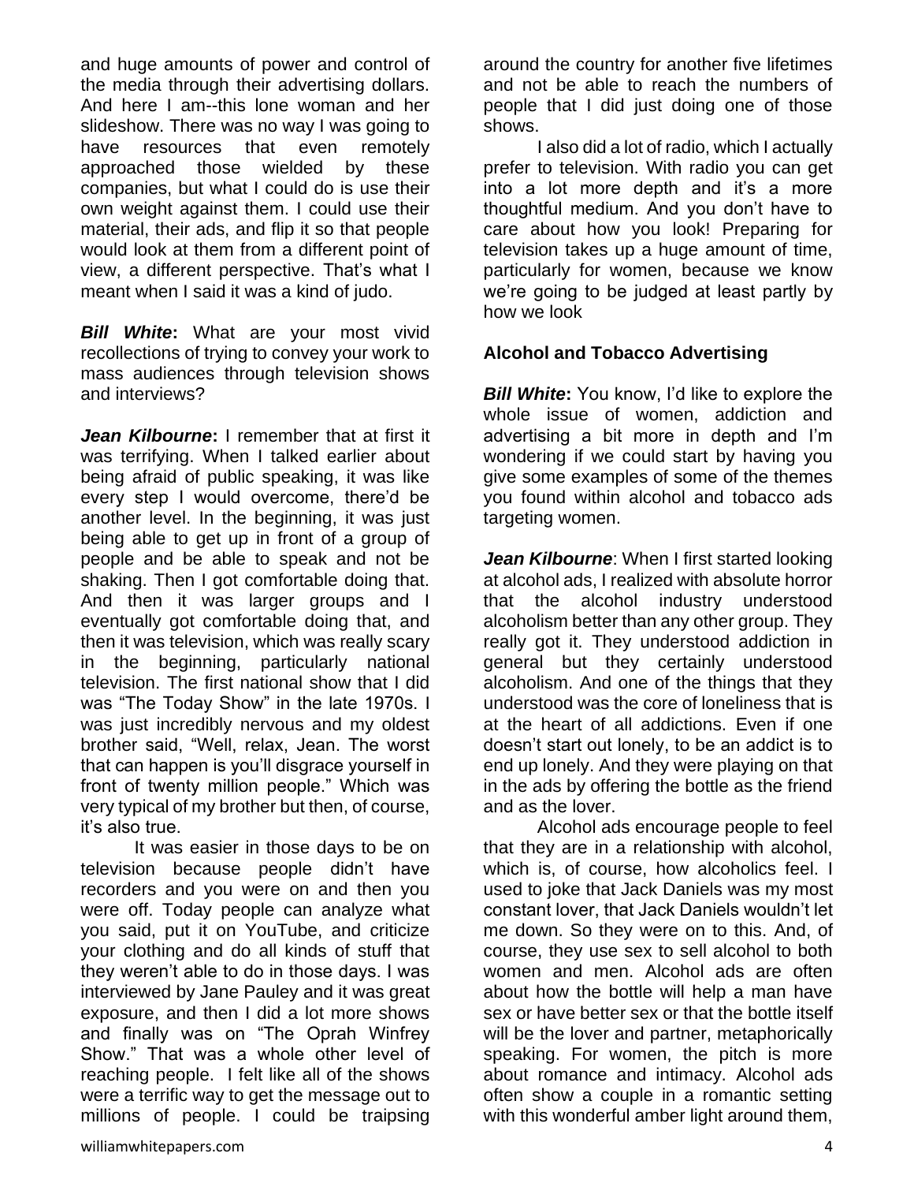and huge amounts of power and control of the media through their advertising dollars. And here I am--this lone woman and her slideshow. There was no way I was going to have resources that even remotely approached those wielded by these companies, but what I could do is use their own weight against them. I could use their material, their ads, and flip it so that people would look at them from a different point of view, a different perspective. That's what I meant when I said it was a kind of judo.

***Bill White*:** What are your most vivid recollections of trying to convey your work to mass audiences through television shows and interviews?

***Jean Kilbourne*:** I remember that at first it was terrifying. When I talked earlier about being afraid of public speaking, it was like every step I would overcome, there'd be another level. In the beginning, it was just being able to get up in front of a group of people and be able to speak and not be shaking. Then I got comfortable doing that. And then it was larger groups and I eventually got comfortable doing that, and then it was television, which was really scary in the beginning, particularly national television. The first national show that I did was "The Today Show" in the late 1970s. I was just incredibly nervous and my oldest brother said, "Well, relax, Jean. The worst that can happen is you'll disgrace yourself in front of twenty million people." Which was very typical of my brother but then, of course, it's also true.

It was easier in those days to be on television because people didn't have recorders and you were on and then you were off. Today people can analyze what you said, put it on YouTube, and criticize your clothing and do all kinds of stuff that they weren't able to do in those days. I was interviewed by Jane Pauley and it was great exposure, and then I did a lot more shows and finally was on "The Oprah Winfrey Show." That was a whole other level of reaching people. I felt like all of the shows were a terrific way to get the message out to millions of people. I could be traipsing around the country for another five lifetimes and not be able to reach the numbers of people that I did just doing one of those shows.

I also did a lot of radio, which I actually prefer to television. With radio you can get into a lot more depth and it's a more thoughtful medium. And you don't have to care about how you look! Preparing for television takes up a huge amount of time, particularly for women, because we know we're going to be judged at least partly by how we look

## Alcohol and Tobacco Advertising

***Bill White*:** You know, I'd like to explore the whole issue of women, addiction and advertising a bit more in depth and I'm wondering if we could start by having you give some examples of some of the themes you found within alcohol and tobacco ads targeting women.

***Jean Kilbourne***: When I first started looking at alcohol ads, I realized with absolute horror that the alcohol industry understood alcoholism better than any other group. They really got it. They understood addiction in general but they certainly understood alcoholism. And one of the things that they understood was the core of loneliness that is at the heart of all addictions. Even if one doesn't start out lonely, to be an addict is to end up lonely. And they were playing on that in the ads by offering the bottle as the friend and as the lover.

Alcohol ads encourage people to feel that they are in a relationship with alcohol, which is, of course, how alcoholics feel. I used to joke that Jack Daniels was my most constant lover, that Jack Daniels wouldn't let me down. So they were on to this. And, of course, they use sex to sell alcohol to both women and men. Alcohol ads are often about how the bottle will help a man have sex or have better sex or that the bottle itself will be the lover and partner, metaphorically speaking. For women, the pitch is more about romance and intimacy. Alcohol ads often show a couple in a romantic setting with this wonderful amber light around them,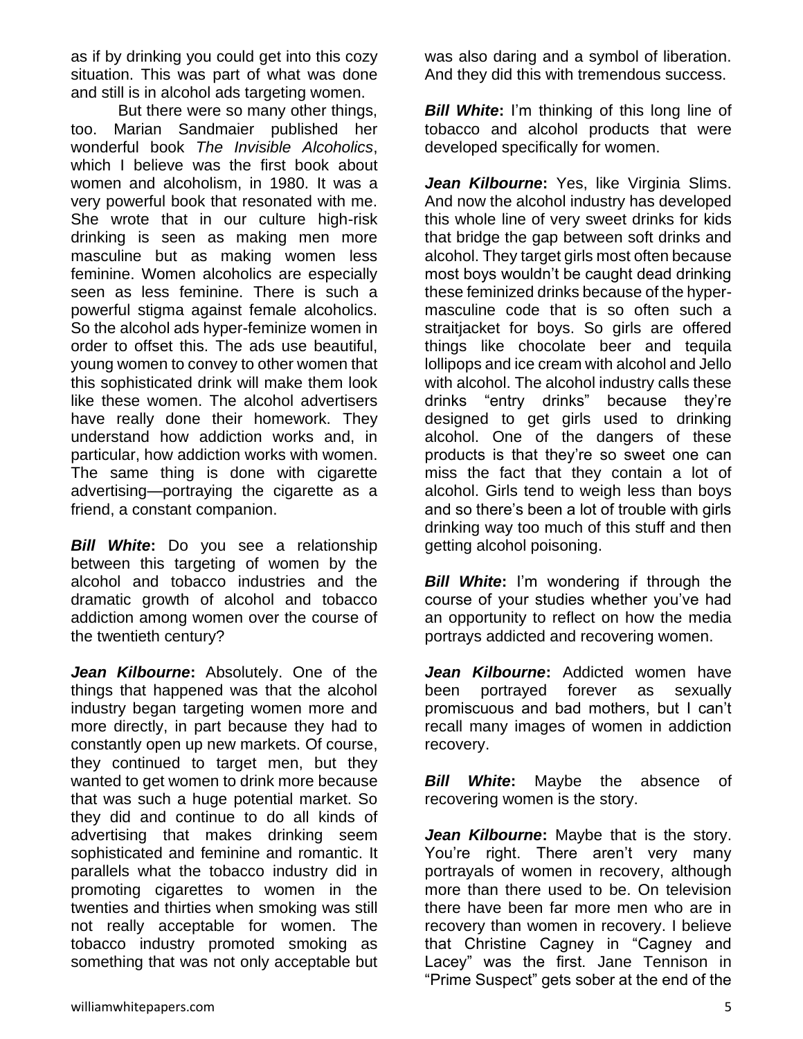as if by drinking you could get into this cozy situation. This was part of what was done and still is in alcohol ads targeting women.

But there were so many other things, too. Marian Sandmaier published her wonderful book *The Invisible Alcoholics*, which I believe was the first book about women and alcoholism, in 1980. It was a very powerful book that resonated with me. She wrote that in our culture high-risk drinking is seen as making men more masculine but as making women less feminine. Women alcoholics are especially seen as less feminine. There is such a powerful stigma against female alcoholics. So the alcohol ads hyper-feminize women in order to offset this. The ads use beautiful, young women to convey to other women that this sophisticated drink will make them look like these women. The alcohol advertisers have really done their homework. They understand how addiction works and, in particular, how addiction works with women. The same thing is done with cigarette advertising—portraying the cigarette as a friend, a constant companion.

***Bill White*:** Do you see a relationship between this targeting of women by the alcohol and tobacco industries and the dramatic growth of alcohol and tobacco addiction among women over the course of the twentieth century?

***Jean Kilbourne*:** Absolutely. One of the things that happened was that the alcohol industry began targeting women more and more directly, in part because they had to constantly open up new markets. Of course, they continued to target men, but they wanted to get women to drink more because that was such a huge potential market. So they did and continue to do all kinds of advertising that makes drinking seem sophisticated and feminine and romantic. It parallels what the tobacco industry did in promoting cigarettes to women in the twenties and thirties when smoking was still not really acceptable for women. The tobacco industry promoted smoking as something that was not only acceptable but was also daring and a symbol of liberation. And they did this with tremendous success.

***Bill White*:** I'm thinking of this long line of tobacco and alcohol products that were developed specifically for women.

***Jean Kilbourne*:** Yes, like Virginia Slims. And now the alcohol industry has developed this whole line of very sweet drinks for kids that bridge the gap between soft drinks and alcohol. They target girls most often because most boys wouldn't be caught dead drinking these feminized drinks because of the hyper-masculine code that is so often such a straitjacket for boys. So girls are offered things like chocolate beer and tequila lollipops and ice cream with alcohol and Jello with alcohol. The alcohol industry calls these drinks "entry drinks" because they're designed to get girls used to drinking alcohol. One of the dangers of these products is that they're so sweet one can miss the fact that they contain a lot of alcohol. Girls tend to weigh less than boys and so there's been a lot of trouble with girls drinking way too much of this stuff and then getting alcohol poisoning.

***Bill White*:** I'm wondering if through the course of your studies whether you've had an opportunity to reflect on how the media portrays addicted and recovering women.

***Jean Kilbourne*:** Addicted women have been portrayed forever as sexually promiscuous and bad mothers, but I can't recall many images of women in addiction recovery.

***Bill White*:** Maybe the absence of recovering women is the story.

***Jean Kilbourne*:** Maybe that is the story. You're right. There aren't very many portrayals of women in recovery, although more than there used to be. On television there have been far more men who are in recovery than women in recovery. I believe that Christine Cagney in "Cagney and Lacey" was the first. Jane Tennison in "Prime Suspect" gets sober at the end of the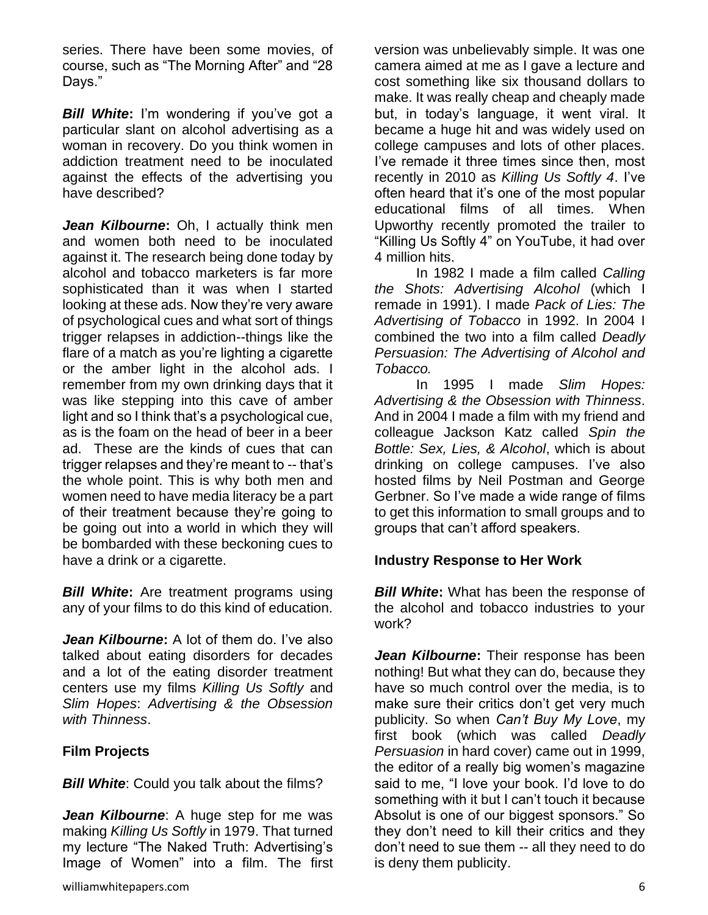series. There have been some movies, of course, such as "The Morning After" and "28 Days."

***Bill White*:** I'm wondering if you've got a particular slant on alcohol advertising as a woman in recovery. Do you think women in addiction treatment need to be inoculated against the effects of the advertising you have described?

***Jean Kilbourne*:** Oh, I actually think men and women both need to be inoculated against it. The research being done today by alcohol and tobacco marketers is far more sophisticated than it was when I started looking at these ads. Now they're very aware of psychological cues and what sort of things trigger relapses in addiction--things like the flare of a match as you're lighting a cigarette or the amber light in the alcohol ads. I remember from my own drinking days that it was like stepping into this cave of amber light and so I think that's a psychological cue, as is the foam on the head of beer in a beer ad. These are the kinds of cues that can trigger relapses and they're meant to -- that's the whole point. This is why both men and women need to have media literacy be a part of their treatment because they're going to be going out into a world in which they will be bombarded with these beckoning cues to have a drink or a cigarette.

***Bill White*:** Are treatment programs using any of your films to do this kind of education.

***Jean Kilbourne*:** A lot of them do. I've also talked about eating disorders for decades and a lot of the eating disorder treatment centers use my films *Killing Us Softly* and *Slim Hopes*: *Advertising & the Obsession with Thinness*.

**Film Projects**

***Bill White***: Could you talk about the films?

***Jean Kilbourne***: A huge step for me was making *Killing Us Softly* in 1979. That turned my lecture "The Naked Truth: Advertising's Image of Women" into a film. The first version was unbelievably simple. It was one camera aimed at me as I gave a lecture and cost something like six thousand dollars to make. It was really cheap and cheaply made but, in today's language, it went viral. It became a huge hit and was widely used on college campuses and lots of other places. I've remade it three times since then, most recently in 2010 as *Killing Us Softly 4*. I've often heard that it's one of the most popular educational films of all times. When Upworthy recently promoted the trailer to "Killing Us Softly 4" on YouTube, it had over 4 million hits.

In 1982 I made a film called *Calling the Shots: Advertising Alcohol* (which I remade in 1991). I made *Pack of Lies: The Advertising of Tobacco* in 1992. In 2004 I combined the two into a film called *Deadly Persuasion: The Advertising of Alcohol and Tobacco.*

In 1995 I made *Slim Hopes: Advertising & the Obsession with Thinness*. And in 2004 I made a film with my friend and colleague Jackson Katz called *Spin the Bottle: Sex, Lies, & Alcohol*, which is about drinking on college campuses. I've also hosted films by Neil Postman and George Gerbner. So I've made a wide range of films to get this information to small groups and to groups that can't afford speakers.

**Industry Response to Her Work**

***Bill White*:** What has been the response of the alcohol and tobacco industries to your work?

***Jean Kilbourne*:** Their response has been nothing! But what they can do, because they have so much control over the media, is to make sure their critics don't get very much publicity. So when *Can't Buy My Love*, my first book (which was called *Deadly Persuasion* in hard cover) came out in 1999, the editor of a really big women's magazine said to me, "I love your book. I'd love to do something with it but I can't touch it because Absolut is one of our biggest sponsors." So they don't need to kill their critics and they don't need to sue them -- all they need to do is deny them publicity.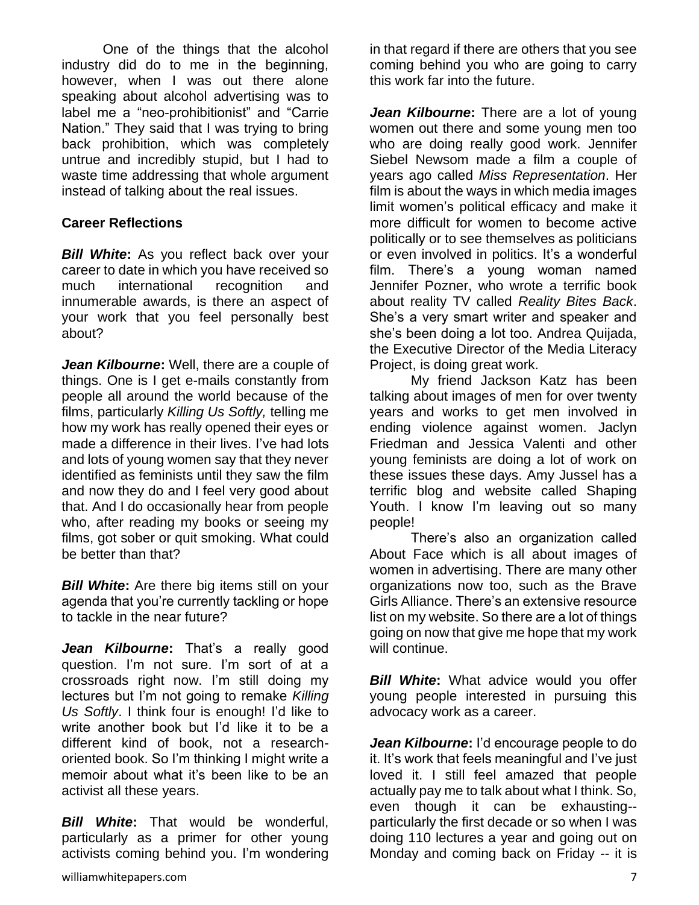One of the things that the alcohol industry did do to me in the beginning, however, when I was out there alone speaking about alcohol advertising was to label me a "neo-prohibitionist" and "Carrie Nation." They said that I was trying to bring back prohibition, which was completely untrue and incredibly stupid, but I had to waste time addressing that whole argument instead of talking about the real issues.

**Career Reflections**

***Bill White*:** As you reflect back over your career to date in which you have received so much international recognition and innumerable awards, is there an aspect of your work that you feel personally best about?

***Jean Kilbourne*:** Well, there are a couple of things. One is I get e-mails constantly from people all around the world because of the films, particularly *Killing Us Softly,* telling me how my work has really opened their eyes or made a difference in their lives. I've had lots and lots of young women say that they never identified as feminists until they saw the film and now they do and I feel very good about that. And I do occasionally hear from people who, after reading my books or seeing my films, got sober or quit smoking. What could be better than that?

***Bill White*:** Are there big items still on your agenda that you're currently tackling or hope to tackle in the near future?

***Jean Kilbourne*:** That's a really good question. I'm not sure. I'm sort of at a crossroads right now. I'm still doing my lectures but I'm not going to remake *Killing Us Softly*. I think four is enough! I'd like to write another book but I'd like it to be a different kind of book, not a research-oriented book. So I'm thinking I might write a memoir about what it's been like to be an activist all these years.

***Bill White*:** That would be wonderful, particularly as a primer for other young activists coming behind you. I'm wondering in that regard if there are others that you see coming behind you who are going to carry this work far into the future.

***Jean Kilbourne*:** There are a lot of young women out there and some young men too who are doing really good work. Jennifer Siebel Newsom made a film a couple of years ago called *Miss Representation*. Her film is about the ways in which media images limit women's political efficacy and make it more difficult for women to become active politically or to see themselves as politicians or even involved in politics. It's a wonderful film. There's a young woman named Jennifer Pozner, who wrote a terrific book about reality TV called *Reality Bites Back*. She's a very smart writer and speaker and she's been doing a lot too. Andrea Quijada, the Executive Director of the Media Literacy Project, is doing great work.

My friend Jackson Katz has been talking about images of men for over twenty years and works to get men involved in ending violence against women. Jaclyn Friedman and Jessica Valenti and other young feminists are doing a lot of work on these issues these days. Amy Jussel has a terrific blog and website called Shaping Youth. I know I'm leaving out so many people!

There's also an organization called About Face which is all about images of women in advertising. There are many other organizations now too, such as the Brave Girls Alliance. There's an extensive resource list on my website. So there are a lot of things going on now that give me hope that my work will continue.

***Bill White*:** What advice would you offer young people interested in pursuing this advocacy work as a career.

***Jean Kilbourne*:** I'd encourage people to do it. It's work that feels meaningful and I've just loved it. I still feel amazed that people actually pay me to talk about what I think. So, even though it can be exhausting--particularly the first decade or so when I was doing 110 lectures a year and going out on Monday and coming back on Friday -- it is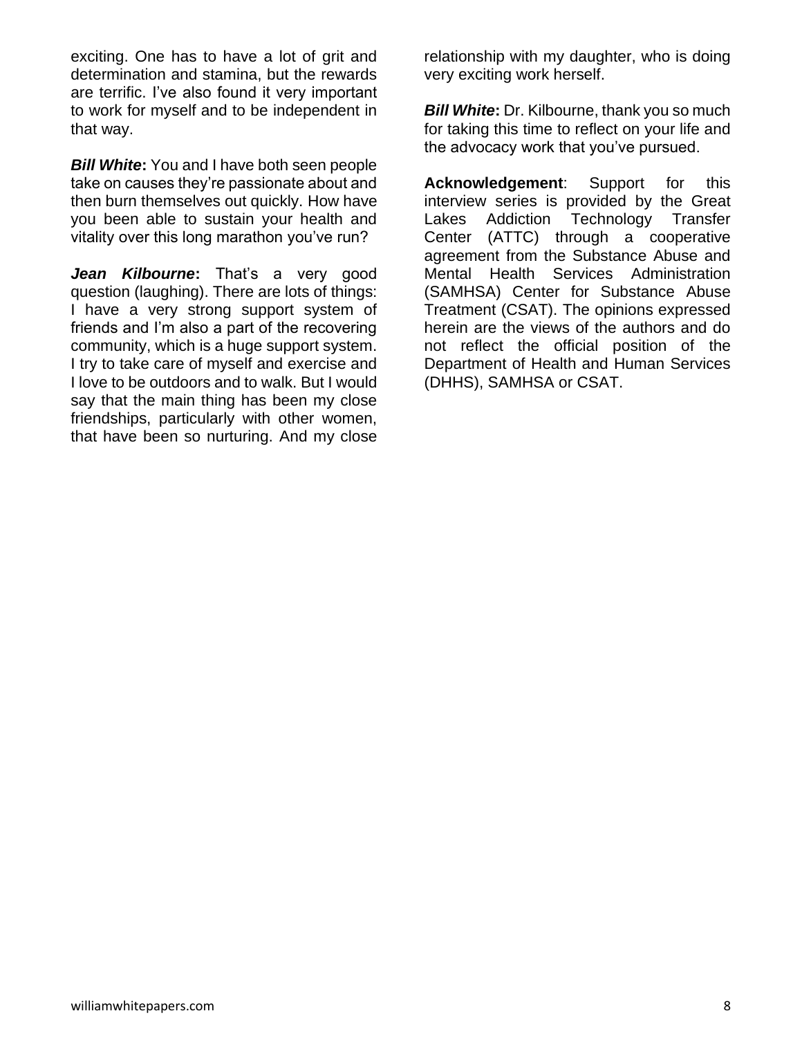exciting. One has to have a lot of grit and determination and stamina, but the rewards are terrific. I've also found it very important to work for myself and to be independent in that way.

***Bill White*:** You and I have both seen people take on causes they're passionate about and then burn themselves out quickly. How have you been able to sustain your health and vitality over this long marathon you've run?

***Jean Kilbourne*:** That's a very good question (laughing). There are lots of things: I have a very strong support system of friends and I'm also a part of the recovering community, which is a huge support system. I try to take care of myself and exercise and I love to be outdoors and to walk. But I would say that the main thing has been my close friendships, particularly with other women, that have been so nurturing. And my close relationship with my daughter, who is doing very exciting work herself.

***Bill White*:** Dr. Kilbourne, thank you so much for taking this time to reflect on your life and the advocacy work that you've pursued.

**Acknowledgement**: Support for this interview series is provided by the Great Lakes Addiction Technology Transfer Center (ATTC) through a cooperative agreement from the Substance Abuse and Mental Health Services Administration (SAMHSA) Center for Substance Abuse Treatment (CSAT). The opinions expressed herein are the views of the authors and do not reflect the official position of the Department of Health and Human Services (DHHS), SAMHSA or CSAT.